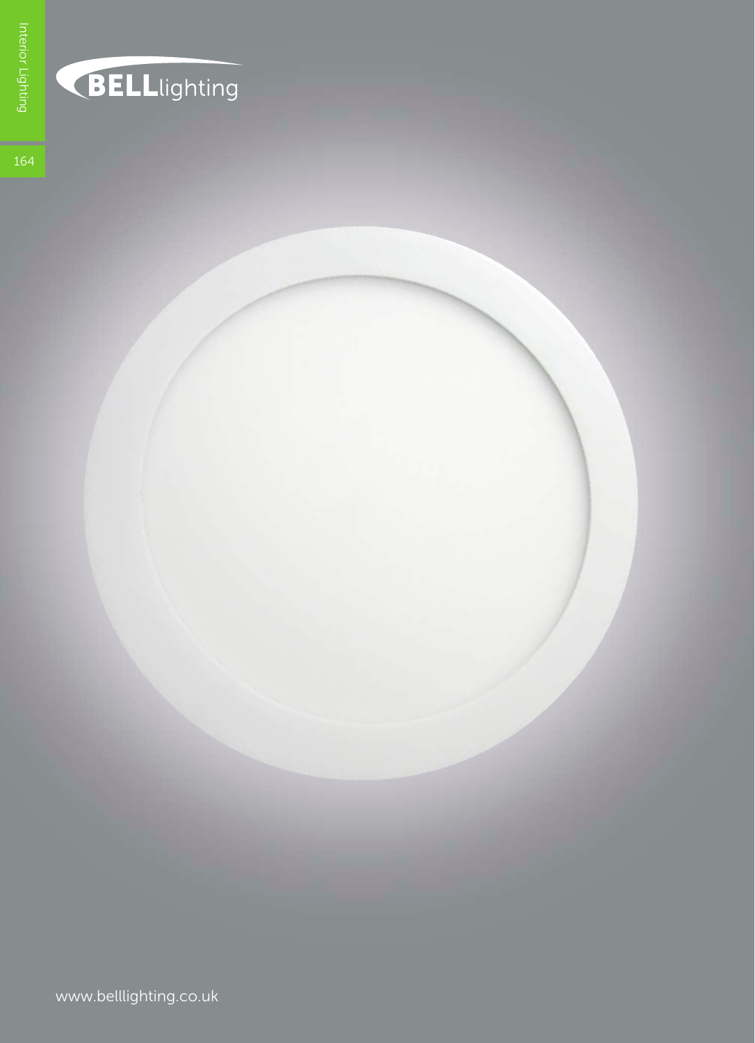BELLlighting

www.belllighting.co.uk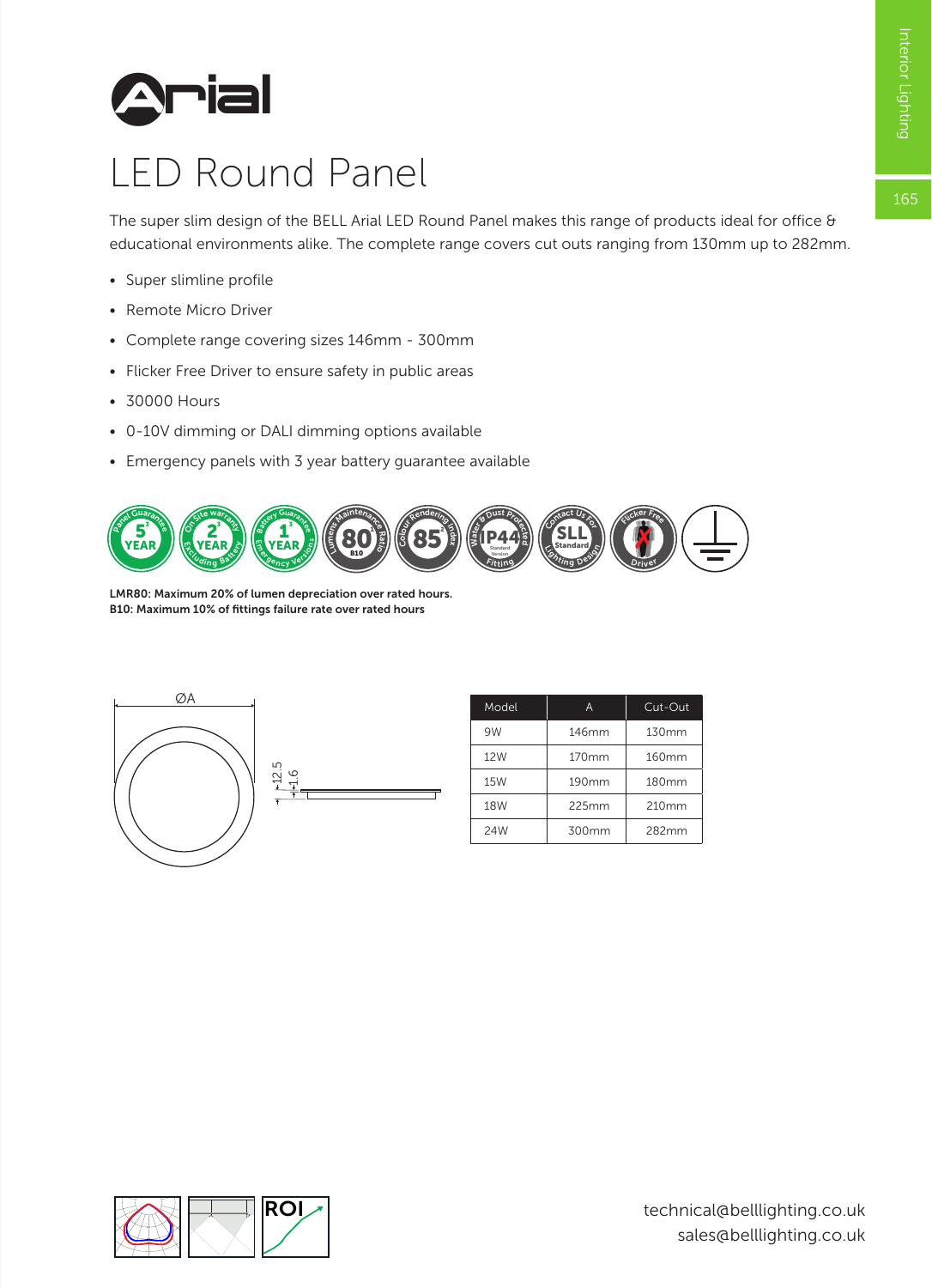# Arial

## LED Round Panel

The super slim design of the BELL Arial LED Round Panel makes this range of products ideal for office & educational environments alike. The complete range covers cut outs ranging from 130mm up to 282mm.

- Super slimline profile
- Remote Micro Driver
- Complete range covering sizes 146mm - 300mm
- Flicker Free Driver to ensure safety in public areas
- 30000 Hours
- 0-10V dimming or DALI dimming options available
- Emergency panels with 3 year battery guarantee available

**LMR80: Maximum 20% of lumen depreciation over rated hours.**
**B10: Maximum 10% of fittings failure rate over rated hours**

| Model | A | Cut-Out |
|---|---|---|
| 9W | 146mm | 130mm |
| 12W | 170mm | 160mm |
| 15W | 190mm | 180mm |
| 18W | 225mm | 210mm |
| 24W | 300mm | 282mm |

technical@belllighting.co.uk
sales@belllighting.co.uk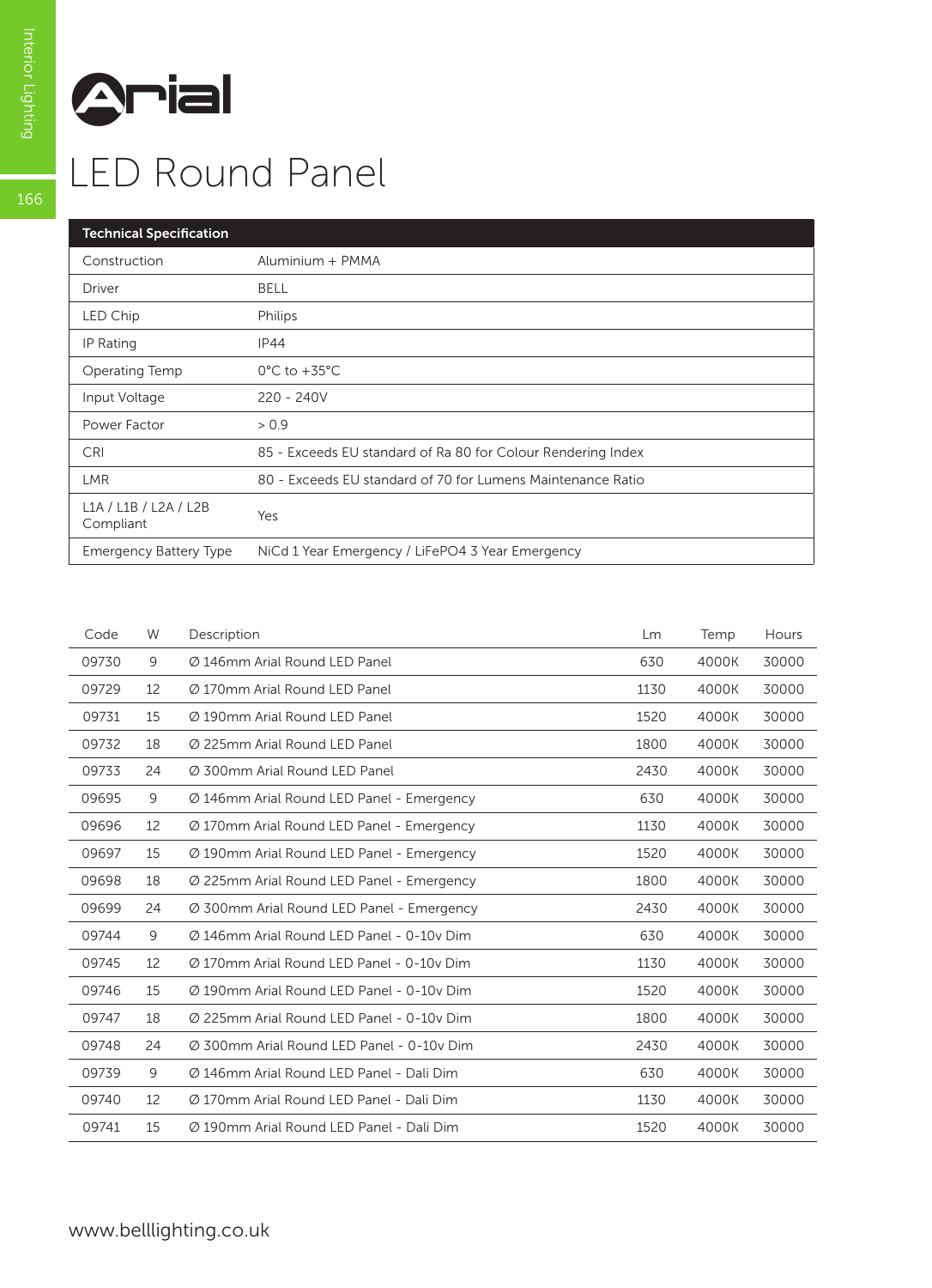# LED Round Panel

| Technical Specification | |
|---|---|
| Construction | Aluminium + PMMA |
| Driver | BELL |
| LED Chip | Philips |
| IP Rating | IP44 |
| Operating Temp | 0°C to +35°C |
| Input Voltage | 220 - 240V |
| Power Factor | > 0.9 |
| CRI | 85 - Exceeds EU standard of Ra 80 for Colour Rendering Index |
| LMR | 80 - Exceeds EU standard of 70 for Lumens Maintenance Ratio |
| L1A / L1B / L2A / L2B Compliant | Yes |
| Emergency Battery Type | NiCd 1 Year Emergency / LiFePO4 3 Year Emergency |

| Code | W | Description | Lm | Temp | Hours |
|---|---|---|---|---|---|
| 09730 | 9 | Ø 146mm Arial Round LED Panel | 630 | 4000K | 30000 |
| 09729 | 12 | Ø 170mm Arial Round LED Panel | 1130 | 4000K | 30000 |
| 09731 | 15 | Ø 190mm Arial Round LED Panel | 1520 | 4000K | 30000 |
| 09732 | 18 | Ø 225mm Arial Round LED Panel | 1800 | 4000K | 30000 |
| 09733 | 24 | Ø 300mm Arial Round LED Panel | 2430 | 4000K | 30000 |
| 09695 | 9 | Ø 146mm Arial Round LED Panel - Emergency | 630 | 4000K | 30000 |
| 09696 | 12 | Ø 170mm Arial Round LED Panel - Emergency | 1130 | 4000K | 30000 |
| 09697 | 15 | Ø 190mm Arial Round LED Panel - Emergency | 1520 | 4000K | 30000 |
| 09698 | 18 | Ø 225mm Arial Round LED Panel - Emergency | 1800 | 4000K | 30000 |
| 09699 | 24 | Ø 300mm Arial Round LED Panel - Emergency | 2430 | 4000K | 30000 |
| 09744 | 9 | Ø 146mm Arial Round LED Panel - 0-10v Dim | 630 | 4000K | 30000 |
| 09745 | 12 | Ø 170mm Arial Round LED Panel - 0-10v Dim | 1130 | 4000K | 30000 |
| 09746 | 15 | Ø 190mm Arial Round LED Panel - 0-10v Dim | 1520 | 4000K | 30000 |
| 09747 | 18 | Ø 225mm Arial Round LED Panel - 0-10v Dim | 1800 | 4000K | 30000 |
| 09748 | 24 | Ø 300mm Arial Round LED Panel - 0-10v Dim | 2430 | 4000K | 30000 |
| 09739 | 9 | Ø 146mm Arial Round LED Panel - Dali Dim | 630 | 4000K | 30000 |
| 09740 | 12 | Ø 170mm Arial Round LED Panel - Dali Dim | 1130 | 4000K | 30000 |
| 09741 | 15 | Ø 190mm Arial Round LED Panel - Dali Dim | 1520 | 4000K | 30000 |

www.belllighting.co.uk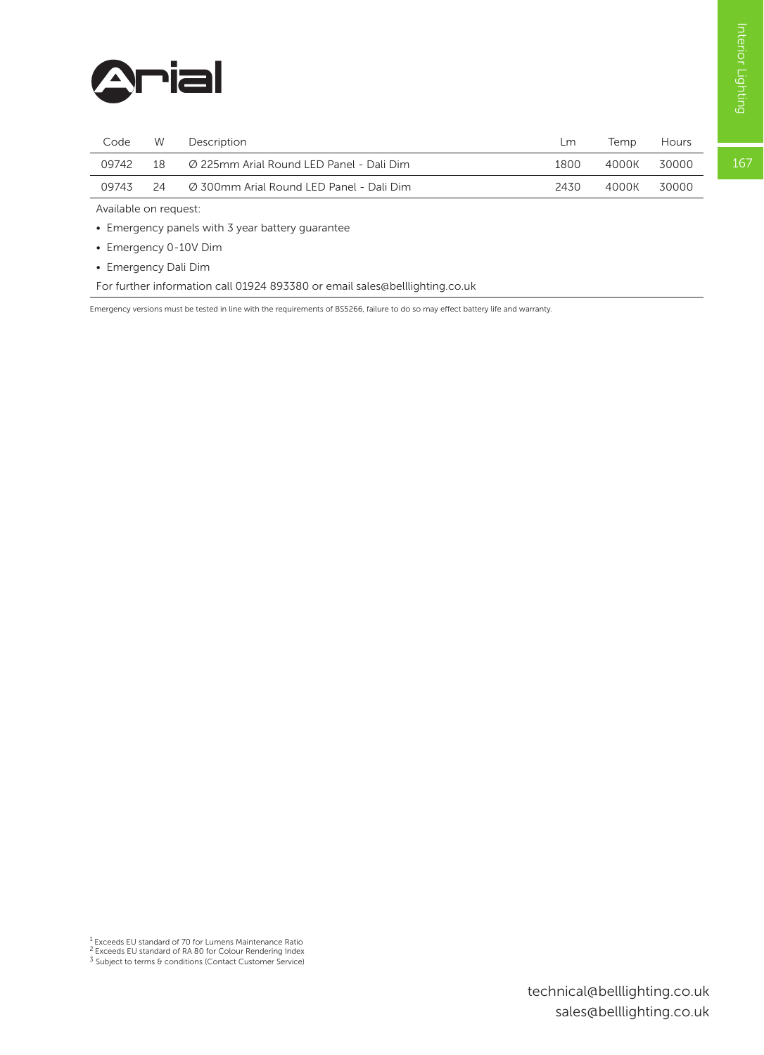# Arial

| Code | W | Description | Lm | Temp | Hours |
|---|---|---|---|---|---|
| 09742 | 18 | Ø 225mm Arial Round LED Panel - Dali Dim | 1800 | 4000K | 30000 |
| 09743 | 24 | Ø 300mm Arial Round LED Panel - Dali Dim | 2430 | 4000K | 30000 |

Available on request:

- Emergency panels with 3 year battery guarantee
- Emergency 0-10V Dim
- Emergency Dali Dim

For further information call 01924 893380 or email sales@belllighting.co.uk

Emergency versions must be tested in line with the requirements of BS5266, failure to do so may effect battery life and warranty.

[1] Exceeds EU standard of 70 for Lumens Maintenance Ratio
[2] Exceeds EU standard of RA 80 for Colour Rendering Index
[3] Subject to terms & conditions (Contact Customer Service)

technical@belllighting.co.uk
sales@belllighting.co.uk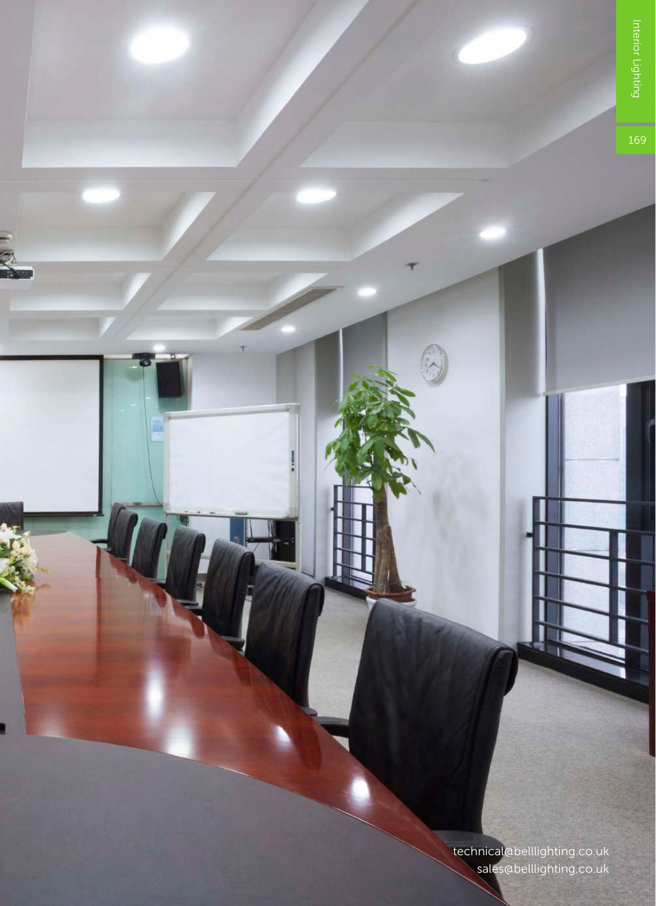technical@belllighting.co.uk
sales@belllighting.co.uk